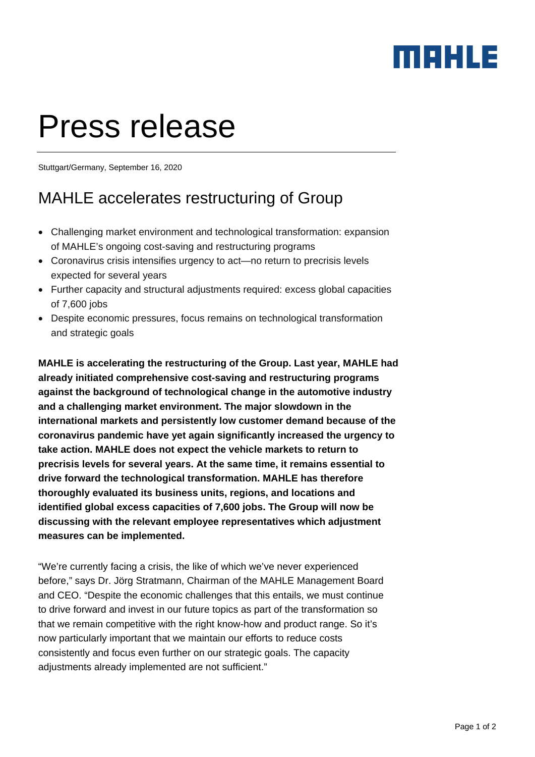MAHLE

# Press release

Stuttgart/Germany, September 16, 2020

## MAHLE accelerates restructuring of Group

- Challenging market environment and technological transformation: expansion of MAHLE's ongoing cost-saving and restructuring programs
- Coronavirus crisis intensifies urgency to act—no return to precrisis levels expected for several years
- Further capacity and structural adjustments required: excess global capacities of 7,600 jobs
- Despite economic pressures, focus remains on technological transformation and strategic goals

**MAHLE is accelerating the restructuring of the Group. Last year, MAHLE had already initiated comprehensive cost-saving and restructuring programs against the background of technological change in the automotive industry and a challenging market environment. The major slowdown in the international markets and persistently low customer demand because of the coronavirus pandemic have yet again significantly increased the urgency to take action. MAHLE does not expect the vehicle markets to return to precrisis levels for several years. At the same time, it remains essential to drive forward the technological transformation. MAHLE has therefore thoroughly evaluated its business units, regions, and locations and identified global excess capacities of 7,600 jobs. The Group will now be discussing with the relevant employee representatives which adjustment measures can be implemented.**

"We're currently facing a crisis, the like of which we've never experienced before," says Dr. Jörg Stratmann, Chairman of the MAHLE Management Board and CEO. "Despite the economic challenges that this entails, we must continue to drive forward and invest in our future topics as part of the transformation so that we remain competitive with the right know-how and product range. So it's now particularly important that we maintain our efforts to reduce costs consistently and focus even further on our strategic goals. The capacity adjustments already implemented are not sufficient."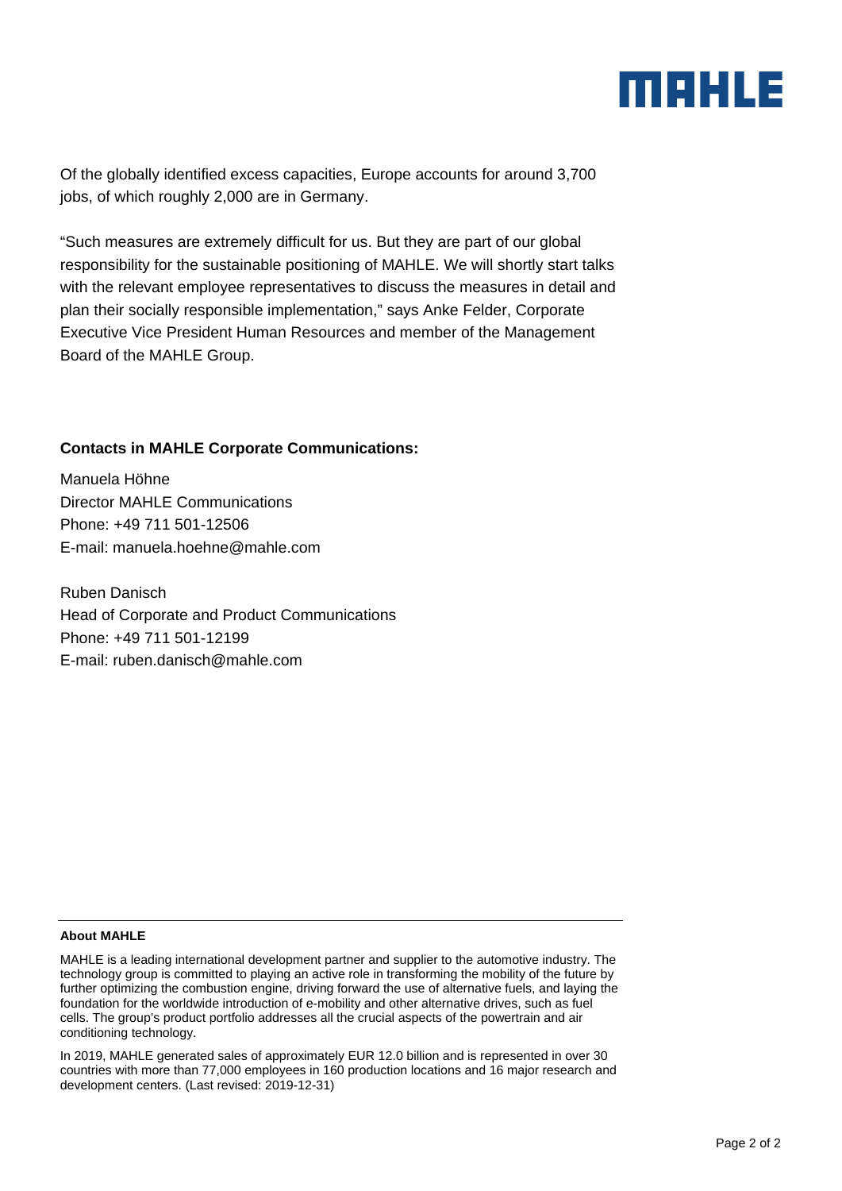Of the globally identified excess capacities, Europe accounts for around 3,700 jobs, of which roughly 2,000 are in Germany.

"Such measures are extremely difficult for us. But they are part of our global responsibility for the sustainable positioning of MAHLE. We will shortly start talks with the relevant employee representatives to discuss the measures in detail and plan their socially responsible implementation," says Anke Felder, Corporate Executive Vice President Human Resources and member of the Management Board of the MAHLE Group.

**Contacts in MAHLE Corporate Communications:**

Manuela Höhne
Director MAHLE Communications
Phone: +49 711 501-12506
E-mail: manuela.hoehne@mahle.com

Ruben Danisch
Head of Corporate and Product Communications
Phone: +49 711 501-12199
E-mail: ruben.danisch@mahle.com

---

**About MAHLE**

MAHLE is a leading international development partner and supplier to the automotive industry. The technology group is committed to playing an active role in transforming the mobility of the future by further optimizing the combustion engine, driving forward the use of alternative fuels, and laying the foundation for the worldwide introduction of e-mobility and other alternative drives, such as fuel cells. The group's product portfolio addresses all the crucial aspects of the powertrain and air conditioning technology.

In 2019, MAHLE generated sales of approximately EUR 12.0 billion and is represented in over 30 countries with more than 77,000 employees in 160 production locations and 16 major research and development centers. (Last revised: 2019-12-31)